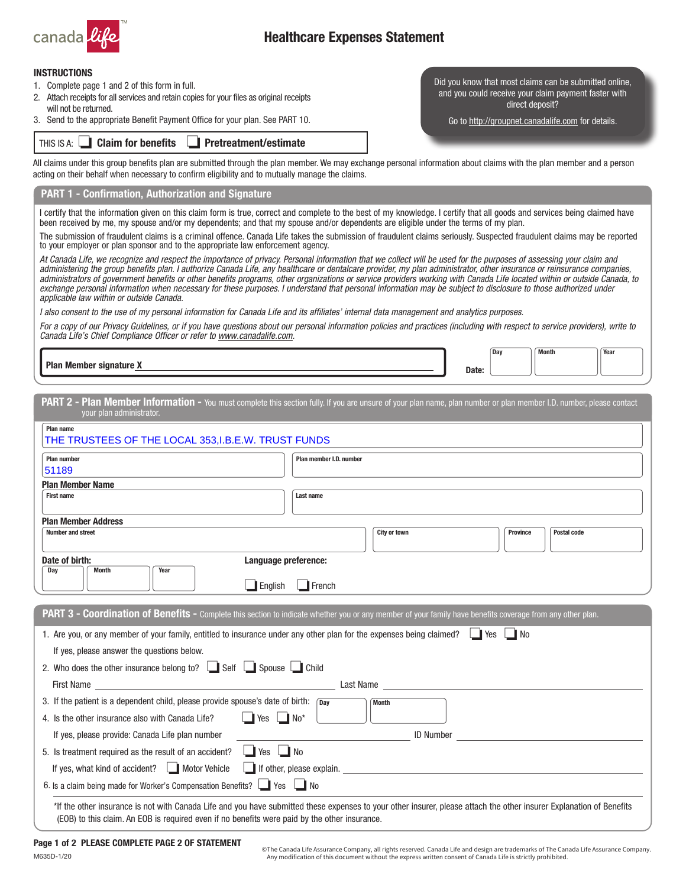canada life™

# Healthcare Expenses Statement

**INSTRUCTIONS**

1. Complete page 1 and 2 of this form in full.
2. Attach receipts for all services and retain copies for your files as original receipts will not be returned.
3. Send to the appropriate Benefit Payment Office for your plan. See PART 10.

Did you know that most claims can be submitted online, and you could receive your claim payment faster with direct deposit?

Go to http://groupnet.canadalife.com for details.

THIS IS A: ☐ **Claim for benefits** ☐ **Pretreatment/estimate**

All claims under this group benefits plan are submitted through the plan member. We may exchange personal information about claims with the plan member and a person acting on their behalf when necessary to confirm eligibility and to mutually manage the claims.

## PART 1 - Confirmation, Authorization and Signature

I certify that the information given on this claim form is true, correct and complete to the best of my knowledge. I certify that all goods and services being claimed have been received by me, my spouse and/or my dependents; and that my spouse and/or dependents are eligible under the terms of my plan.

The submission of fraudulent claims is a criminal offence. Canada Life takes the submission of fraudulent claims seriously. Suspected fraudulent claims may be reported to your employer or plan sponsor and to the appropriate law enforcement agency.

*At Canada Life, we recognize and respect the importance of privacy. Personal information that we collect will be used for the purposes of assessing your claim and administering the group benefits plan. I authorize Canada Life, any healthcare or dentalcare provider, my plan administrator, other insurance or reinsurance companies, administrators of government benefits or other benefits programs, other organizations or service providers working with Canada Life located within or outside Canada, to exchange personal information when necessary for these purposes. I understand that personal information may be subject to disclosure to those authorized under applicable law within or outside Canada.*

*I also consent to the use of my personal information for Canada Life and its affiliates' internal data management and analytics purposes.*

*For a copy of our Privacy Guidelines, or if you have questions about our personal information policies and practices (including with respect to service providers), write to Canada Life's Chief Compliance Officer or refer to www.canadalife.com.*

**Plan Member signature X** ______________________  **Date:** Day ____ Month ____ Year ____

## PART 2 - Plan Member Information - 
You must complete this section fully. If you are unsure of your plan name, plan number or plan member I.D. number, please contact your plan administrator.

**Plan name:** THE TRUSTEES OF THE LOCAL 353,I.B.E.W. TRUST FUNDS

**Plan number:** 51189

**Plan member I.D. number:** 

**Plan Member Name**

First name: ____ Last name: ____

**Plan Member Address**

Number and street: ____ City or town: ____ Province: ____ Postal code: ____

**Date of birth:** Day ____ Month ____ Year ____

**Language preference:** ☐ English ☐ French

## PART 3 - Coordination of Benefits - 
Complete this section to indicate whether you or any member of your family have benefits coverage from any other plan.

1. Are you, or any member of your family, entitled to insurance under any other plan for the expenses being claimed? ☐ Yes ☐ No

   If yes, please answer the questions below.

2. Who does the other insurance belong to? ☐ Self ☐ Spouse ☐ Child

   First Name ______________________ Last Name ______________________

3. If the patient is a dependent child, please provide spouse's date of birth: Day ____ Month ____
4. Is the other insurance also with Canada Life? ☐ Yes ☐ No*

   If yes, please provide: Canada Life plan number ______________ ID Number ______________

5. Is treatment required as the result of an accident? ☐ Yes ☐ No

   If yes, what kind of accident? ☐ Motor Vehicle ☐ If other, please explain. ______________

6. Is a claim being made for Worker's Compensation Benefits? ☐ Yes ☐ No

*If the other insurance is not with Canada Life and you have submitted these expenses to your other insurer, please attach the other insurer Explanation of Benefits (EOB) to this claim. An EOB is required even if no benefits were paid by the other insurance.

**PLEASE COMPLETE PAGE 2 OF STATEMENT**

M635D-1/20

©The Canada Life Assurance Company, all rights reserved. Canada Life and design are trademarks of The Canada Life Assurance Company. Any modification of this document without the express written consent of Canada Life is strictly prohibited.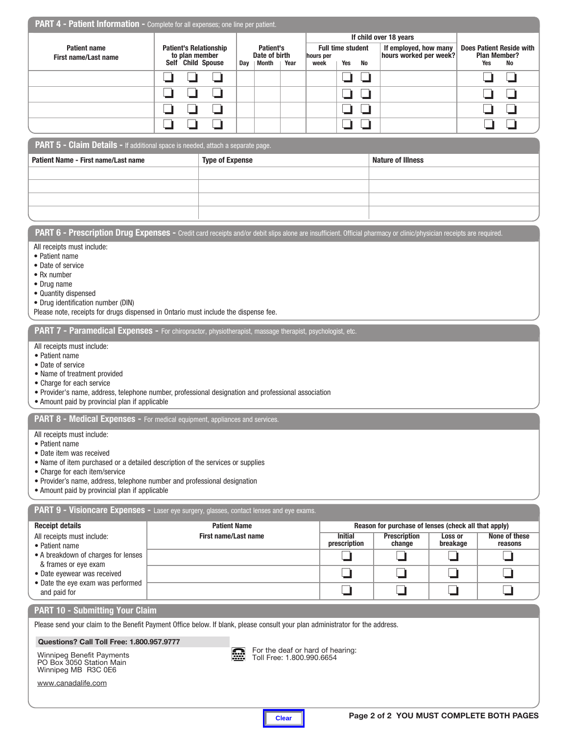## PART 4 - Patient Information - Complete for all expenses; one line per patient.

| Patient name First name/Last name | Patient's Relationship to plan member | | | Patient's Date of birth | | | If child over 18 years | | | | Does Patient Reside with Plan Member? | |
|---|---|---|---|---|---|---|---|---|---|---|---|---|
| | Self | Child | Spouse | Day | Month | Year | Full time student hours per week | Yes | No | If employed, how many hours worked per week? | Yes | No |
| | ❑ | ❑ | ❑ | | | | | ❑ | ❑ | | ❑ | ❑ |
| | ❑ | ❑ | ❑ | | | | | ❑ | ❑ | | ❑ | ❑ |
| | ❑ | ❑ | ❑ | | | | | ❑ | ❑ | | ❑ | ❑ |
| | ❑ | ❑ | ❑ | | | | | ❑ | ❑ | | ❑ | ❑ |

## PART 5 - Claim Details - If additional space is needed, attach a separate page.

| Patient Name - First name/Last name | Type of Expense | Nature of Illness |
|---|---|---|
| | | |
| | | |
| | | |
| | | |

## PART 6 - Prescription Drug Expenses - Credit card receipts and/or debit slips alone are insufficient. Official pharmacy or clinic/physician receipts are required.

All receipts must include:

- Patient name
- Date of service
- Rx number
- Drug name
- Quantity dispensed
- Drug identification number (DIN)

Please note, receipts for drugs dispensed in Ontario must include the dispense fee.

## PART 7 - Paramedical Expenses - For chiropractor, physiotherapist, massage therapist, psychologist, etc.

All receipts must include:

- Patient name
- Date of service
- Name of treatment provided
- Charge for each service
- Provider's name, address, telephone number, professional designation and professional association
- Amount paid by provincial plan if applicable

## PART 8 - Medical Expenses - For medical equipment, appliances and services.

All receipts must include:

- Patient name
- Date item was received
- Name of item purchased or a detailed description of the services or supplies
- Charge for each item/service
- Provider's name, address, telephone number and professional designation
- Amount paid by provincial plan if applicable

## PART 9 - Visioncare Expenses - Laser eye surgery, glasses, contact lenses and eye exams.

**Receipt details**

All receipts must include:

- Patient name
- A breakdown of charges for lenses & frames or eye exam
- Date eyewear was received
- Date the eye exam was performed and paid for

| Patient Name First name/Last name | Reason for purchase of lenses (check all that apply) | | | |
|---|---|---|---|---|
| | Initial prescription | Prescription change | Loss or breakage | None of these reasons |
| | ❑ | ❑ | ❑ | ❑ |
| | ❑ | ❑ | ❑ | ❑ |
| | ❑ | ❑ | ❑ | ❑ |

## PART 10 - Submitting Your Claim

Please send your claim to the Benefit Payment Office below. If blank, please consult your plan administrator for the address.

**Questions? Call Toll Free: 1.800.957.9777**

Winnipeg Benefit Payments
PO Box 3050 Station Main
Winnipeg MB R3C 0E6

www.canadalife.com

For the deaf or hard of hearing:
Toll Free: 1.800.990.6654

Clear

**YOU MUST COMPLETE BOTH PAGES**